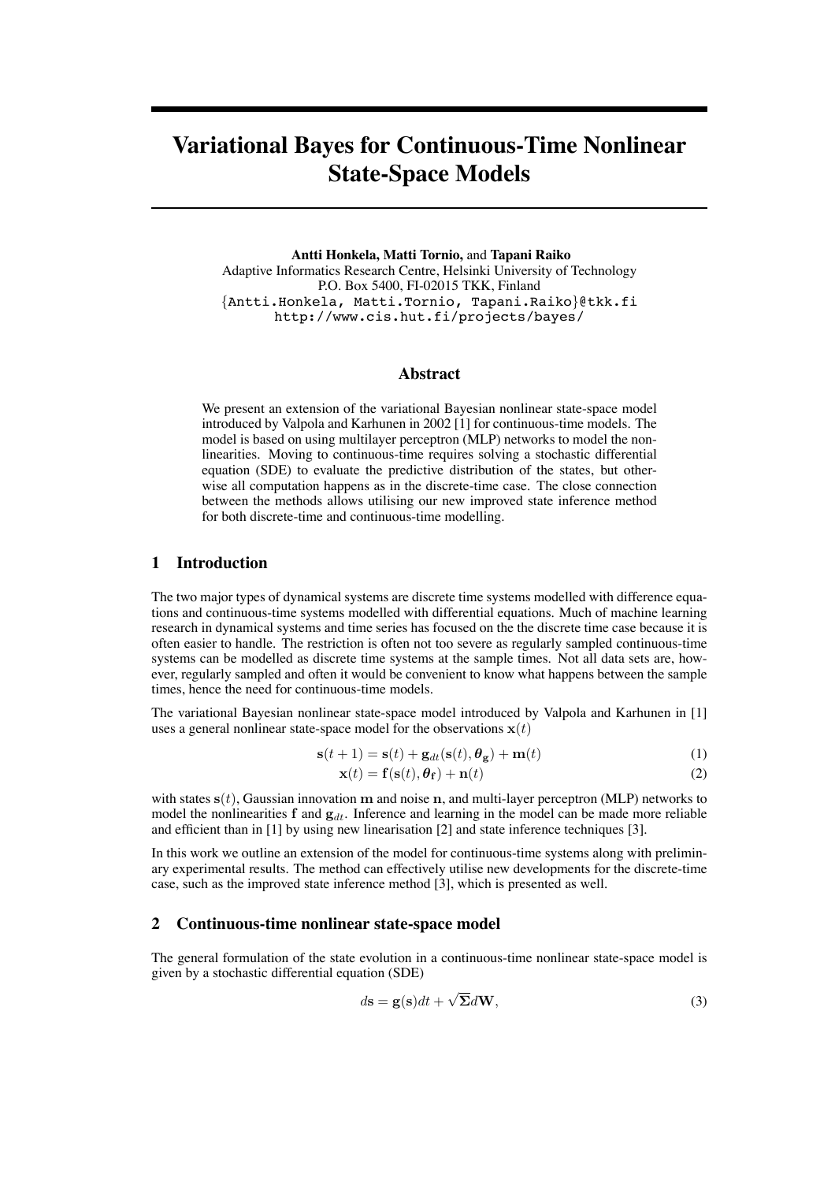# Variational Bayes for Continuous-Time Nonlinear State-Space Models

**Antti Honkela, Matti Tornio,** and **Tapani Raiko**
Adaptive Informatics Research Centre, Helsinki University of Technology
P.O. Box 5400, FI-02015 TKK, Finland
{Antti.Honkela, Matti.Tornio, Tapani.Raiko}@tkk.fi
http://www.cis.hut.fi/projects/bayes/

## Abstract

We present an extension of the variational Bayesian nonlinear state-space model introduced by Valpola and Karhunen in 2002 [1] for continuous-time models. The model is based on using multilayer perceptron (MLP) networks to model the nonlinearities. Moving to continuous-time requires solving a stochastic differential equation (SDE) to evaluate the predictive distribution of the states, but otherwise all computation happens as in the discrete-time case. The close connection between the methods allows utilising our new improved state inference method for both discrete-time and continuous-time modelling.

## 1 Introduction

The two major types of dynamical systems are discrete time systems modelled with difference equations and continuous-time systems modelled with differential equations. Much of machine learning research in dynamical systems and time series has focused on the the discrete time case because it is often easier to handle. The restriction is often not too severe as regularly sampled continuous-time systems can be modelled as discrete time systems at the sample times. Not all data sets are, however, regularly sampled and often it would be convenient to know what happens between the sample times, hence the need for continuous-time models.

The variational Bayesian nonlinear state-space model introduced by Valpola and Karhunen in [1] uses a general nonlinear state-space model for the observations $\mathbf{x}(t)$

$$\mathbf{s}(t+1) = \mathbf{s}(t) + \mathbf{g}_{dt}(\mathbf{s}(t), \boldsymbol{\theta}_{\mathbf{g}}) + \mathbf{m}(t) \tag{1}$$

$$\mathbf{x}(t) = \mathbf{f}(\mathbf{s}(t), \boldsymbol{\theta}_{\mathbf{f}}) + \mathbf{n}(t) \tag{2}$$

with states $\mathbf{s}(t)$, Gaussian innovation $\mathbf{m}$ and noise $\mathbf{n}$, and multi-layer perceptron (MLP) networks to model the nonlinearities $\mathbf{f}$ and $\mathbf{g}_{dt}$. Inference and learning in the model can be made more reliable and efficient than in [1] by using new linearisation [2] and state inference techniques [3].

In this work we outline an extension of the model for continuous-time systems along with preliminary experimental results. The method can effectively utilise new developments for the discrete-time case, such as the improved state inference method [3], which is presented as well.

## 2 Continuous-time nonlinear state-space model

The general formulation of the state evolution in a continuous-time nonlinear state-space model is given by a stochastic differential equation (SDE)

$$d\mathbf{s} = \mathbf{g}(\mathbf{s})dt + \sqrt{\boldsymbol{\Sigma}}d\mathbf{W}, \tag{3}$$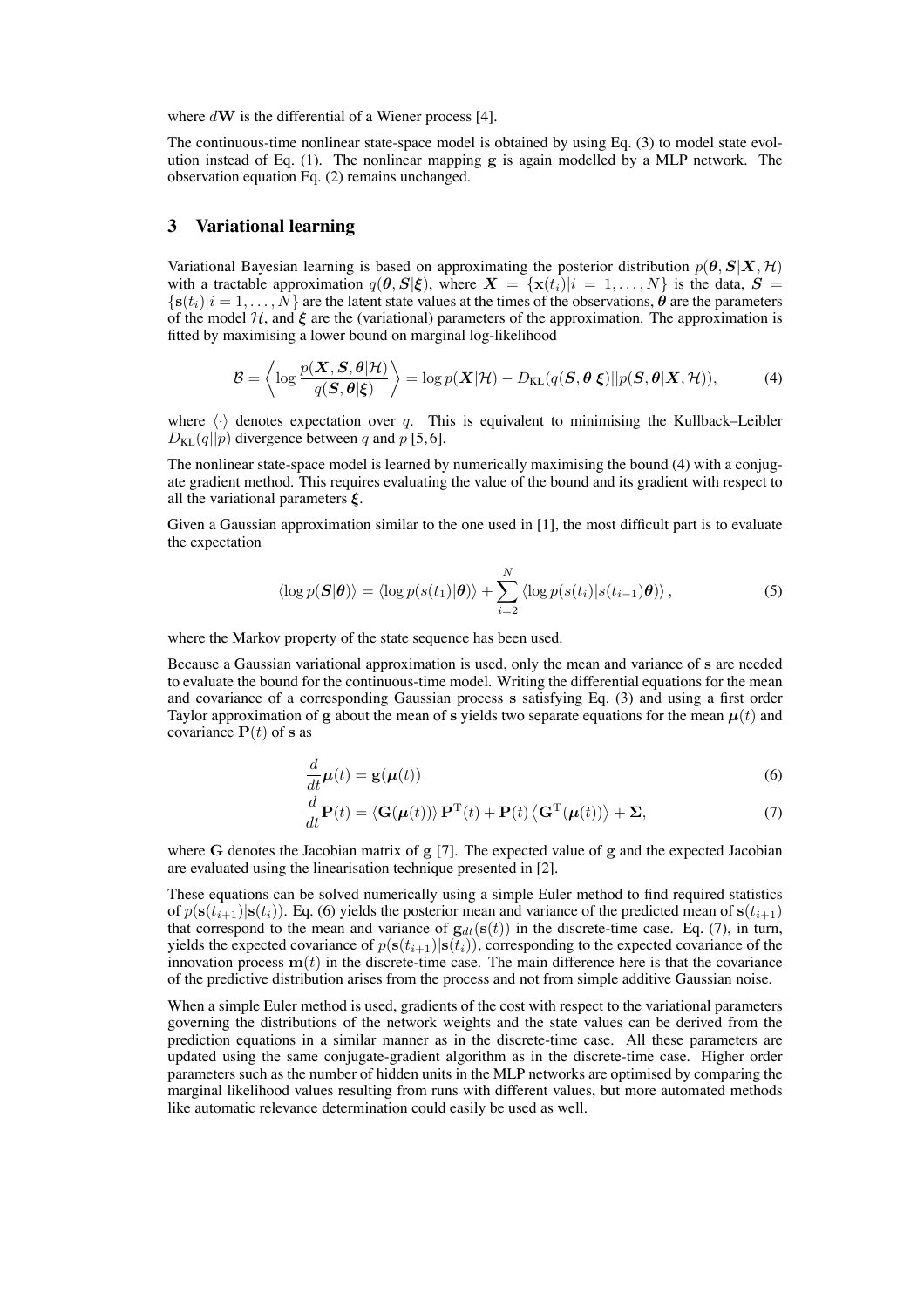where $d\mathbf{W}$ is the differential of a Wiener process [4].

The continuous-time nonlinear state-space model is obtained by using Eq. (3) to model state evolution instead of Eq. (1). The nonlinear mapping $\mathbf{g}$ is again modelled by a MLP network. The observation equation Eq. (2) remains unchanged.

## 3 Variational learning

Variational Bayesian learning is based on approximating the posterior distribution $p(\boldsymbol{\theta}, \boldsymbol{S}|\boldsymbol{X}, \mathcal{H})$ with a tractable approximation $q(\boldsymbol{\theta}, \boldsymbol{S}|\boldsymbol{\xi})$, where $\boldsymbol{X} = \{\mathbf{x}(t_i)|i = 1, \dots, N\}$ is the data, $\boldsymbol{S} = \{\mathbf{s}(t_i)|i = 1, \dots, N\}$ are the latent state values at the times of the observations, $\boldsymbol{\theta}$ are the parameters of the model $\mathcal{H}$, and $\boldsymbol{\xi}$ are the (variational) parameters of the approximation. The approximation is fitted by maximising a lower bound on marginal log-likelihood

$$\mathcal{B} = \left\langle \log \frac{p(\boldsymbol{X}, \boldsymbol{S}, \boldsymbol{\theta}|\mathcal{H})}{q(\boldsymbol{S}, \boldsymbol{\theta}|\boldsymbol{\xi})} \right\rangle = \log p(\boldsymbol{X}|\mathcal{H}) - D_{\mathrm{KL}}(q(\boldsymbol{S}, \boldsymbol{\theta}|\boldsymbol{\xi})||p(\boldsymbol{S}, \boldsymbol{\theta}|\boldsymbol{X}, \mathcal{H})), \tag{4}$$

where $\langle\cdot\rangle$ denotes expectation over $q$. This is equivalent to minimising the Kullback–Leibler $D_{\mathrm{KL}}(q||p)$ divergence between $q$ and $p$ [5,6].

The nonlinear state-space model is learned by numerically maximising the bound (4) with a conjugate gradient method. This requires evaluating the value of the bound and its gradient with respect to all the variational parameters $\boldsymbol{\xi}$.

Given a Gaussian approximation similar to the one used in [1], the most difficult part is to evaluate the expectation

$$\langle \log p(\boldsymbol{S}|\boldsymbol{\theta}) \rangle = \langle \log p(s(t_1)|\boldsymbol{\theta}) \rangle + \sum_{i=2}^{N} \langle \log p(s(t_i)|s(t_{i-1})\boldsymbol{\theta}) \rangle \,, \tag{5}$$

where the Markov property of the state sequence has been used.

Because a Gaussian variational approximation is used, only the mean and variance of $\mathbf{s}$ are needed to evaluate the bound for the continuous-time model. Writing the differential equations for the mean and covariance of a corresponding Gaussian process $\mathbf{s}$ satisfying Eq. (3) and using a first order Taylor approximation of $\mathbf{g}$ about the mean of $\mathbf{s}$ yields two separate equations for the mean $\boldsymbol{\mu}(t)$ and covariance $\mathbf{P}(t)$ of $\mathbf{s}$ as

$$\frac{d}{dt}\boldsymbol{\mu}(t) = \mathbf{g}(\boldsymbol{\mu}(t)) \tag{6}$$

$$\frac{d}{dt}\mathbf{P}(t) = \langle \mathbf{G}(\boldsymbol{\mu}(t)) \rangle \, \mathbf{P}^{\mathrm{T}}(t) + \mathbf{P}(t) \left\langle \mathbf{G}^{\mathrm{T}}(\boldsymbol{\mu}(t)) \right\rangle + \boldsymbol{\Sigma}, \tag{7}$$

where $\mathbf{G}$ denotes the Jacobian matrix of $\mathbf{g}$ [7]. The expected value of $\mathbf{g}$ and the expected Jacobian are evaluated using the linearisation technique presented in [2].

These equations can be solved numerically using a simple Euler method to find required statistics of $p(\mathbf{s}(t_{i+1})|\mathbf{s}(t_i))$. Eq. (6) yields the posterior mean and variance of the predicted mean of $\mathbf{s}(t_{i+1})$ that correspond to the mean and variance of $\mathbf{g}_{dt}(\mathbf{s}(t))$ in the discrete-time case. Eq. (7), in turn, yields the expected covariance of $p(\mathbf{s}(t_{i+1})|\mathbf{s}(t_i))$, corresponding to the expected covariance of the innovation process $\mathbf{m}(t)$ in the discrete-time case. The main difference here is that the covariance of the predictive distribution arises from the process and not from simple additive Gaussian noise.

When a simple Euler method is used, gradients of the cost with respect to the variational parameters governing the distributions of the network weights and the state values can be derived from the prediction equations in a similar manner as in the discrete-time case. All these parameters are updated using the same conjugate-gradient algorithm as in the discrete-time case. Higher order parameters such as the number of hidden units in the MLP networks are optimised by comparing the marginal likelihood values resulting from runs with different values, but more automated methods like automatic relevance determination could easily be used as well.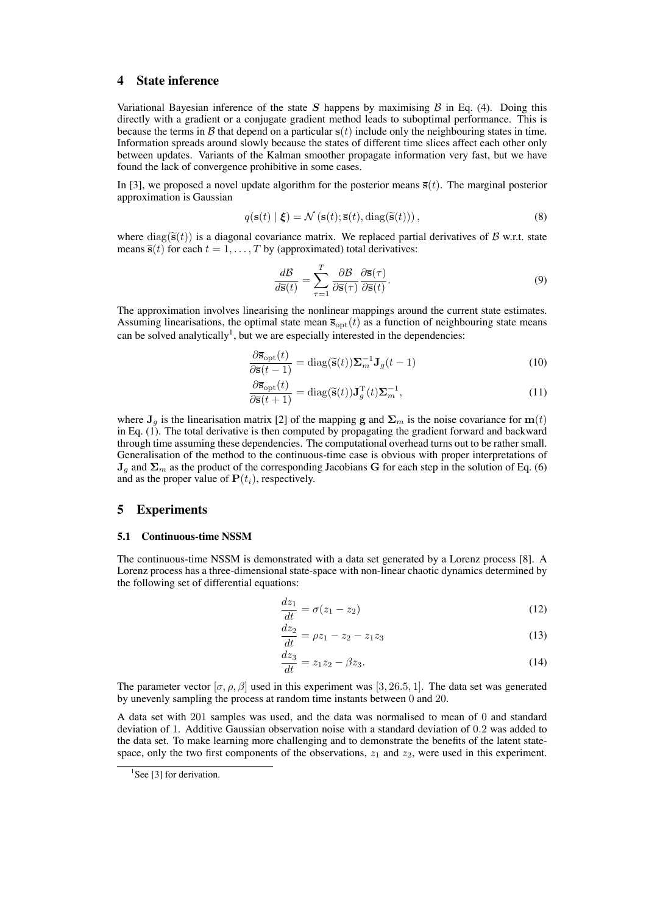## 4 State inference

Variational Bayesian inference of the state $\boldsymbol{S}$ happens by maximising $\mathcal{B}$ in Eq. (4). Doing this directly with a gradient or a conjugate gradient method leads to suboptimal performance. This is because the terms in $\mathcal{B}$ that depend on a particular $\mathbf{s}(t)$ include only the neighbouring states in time. Information spreads around slowly because the states of different time slices affect each other only between updates. Variants of the Kalman smoother propagate information very fast, but we have found the lack of convergence prohibitive in some cases.

In [3], we proposed a novel update algorithm for the posterior means $\overline{\mathbf{s}}(t)$. The marginal posterior approximation is Gaussian

$$q(\mathbf{s}(t) \mid \boldsymbol{\xi}) = \mathcal{N}\left(\mathbf{s}(t); \overline{\mathbf{s}}(t), \operatorname{diag}(\widetilde{\mathbf{s}}(t))\right), \tag{8}$$

where $\operatorname{diag}(\widetilde{\mathbf{s}}(t))$ is a diagonal covariance matrix. We replaced partial derivatives of $\mathcal{B}$ w.r.t. state means $\overline{\mathbf{s}}(t)$ for each $t = 1, \ldots, T$ by (approximated) total derivatives:

$$\frac{d\mathcal{B}}{d\overline{\mathbf{s}}(t)} = \sum_{\tau=1}^{T} \frac{\partial \mathcal{B}}{\partial \overline{\mathbf{s}}(\tau)} \frac{\partial \overline{\mathbf{s}}(\tau)}{\partial \overline{\mathbf{s}}(t)}. \tag{9}$$

The approximation involves linearising the nonlinear mappings around the current state estimates. Assuming linearisations, the optimal state mean $\overline{\mathbf{s}}_{\text{opt}}(t)$ as a function of neighbouring state means can be solved analytically[1], but we are especially interested in the dependencies:

$$\frac{\partial \overline{\mathbf{s}}_{\text{opt}}(t)}{\partial \overline{\mathbf{s}}(t-1)} = \operatorname{diag}(\widetilde{\mathbf{s}}(t)) \mathbf{\Sigma}_m^{-1} \mathbf{J}_g(t-1) \tag{10}$$

$$\frac{\partial \overline{\mathbf{s}}_{\text{opt}}(t)}{\partial \overline{\mathbf{s}}(t+1)} = \operatorname{diag}(\widetilde{\mathbf{s}}(t)) \mathbf{J}_g^{\mathrm{T}}(t) \mathbf{\Sigma}_m^{-1}, \tag{11}$$

where $\mathbf{J}_g$ is the linearisation matrix [2] of the mapping $\mathbf{g}$ and $\mathbf{\Sigma}_m$ is the noise covariance for $\mathbf{m}(t)$ in Eq. (1). The total derivative is then computed by propagating the gradient forward and backward through time assuming these dependencies. The computational overhead turns out to be rather small. Generalisation of the method to the continuous-time case is obvious with proper interpretations of $\mathbf{J}_g$ and $\mathbf{\Sigma}_m$ as the product of the corresponding Jacobians $\mathbf{G}$ for each step in the solution of Eq. (6) and as the proper value of $\mathbf{P}(t_i)$, respectively.

## 5 Experiments

### 5.1 Continuous-time NSSM

The continuous-time NSSM is demonstrated with a data set generated by a Lorenz process [8]. A Lorenz process has a three-dimensional state-space with non-linear chaotic dynamics determined by the following set of differential equations:

$$\frac{dz_1}{dt} = \sigma(z_1 - z_2) \tag{12}$$

$$\frac{dz_2}{dt} = \rho z_1 - z_2 - z_1 z_3 \tag{13}$$

$$\frac{dz_3}{dt} = z_1 z_2 - \beta z_3. \tag{14}$$

The parameter vector $[\sigma, \rho, \beta]$ used in this experiment was $[3, 26.5, 1]$. The data set was generated by unevenly sampling the process at random time instants between 0 and 20.

A data set with 201 samples was used, and the data was normalised to mean of 0 and standard deviation of 1. Additive Gaussian observation noise with a standard deviation of 0.2 was added to the data set. To make learning more challenging and to demonstrate the benefits of the latent state-space, only the two first components of the observations, $z_1$ and $z_2$, were used in this experiment.

[1] See [3] for derivation.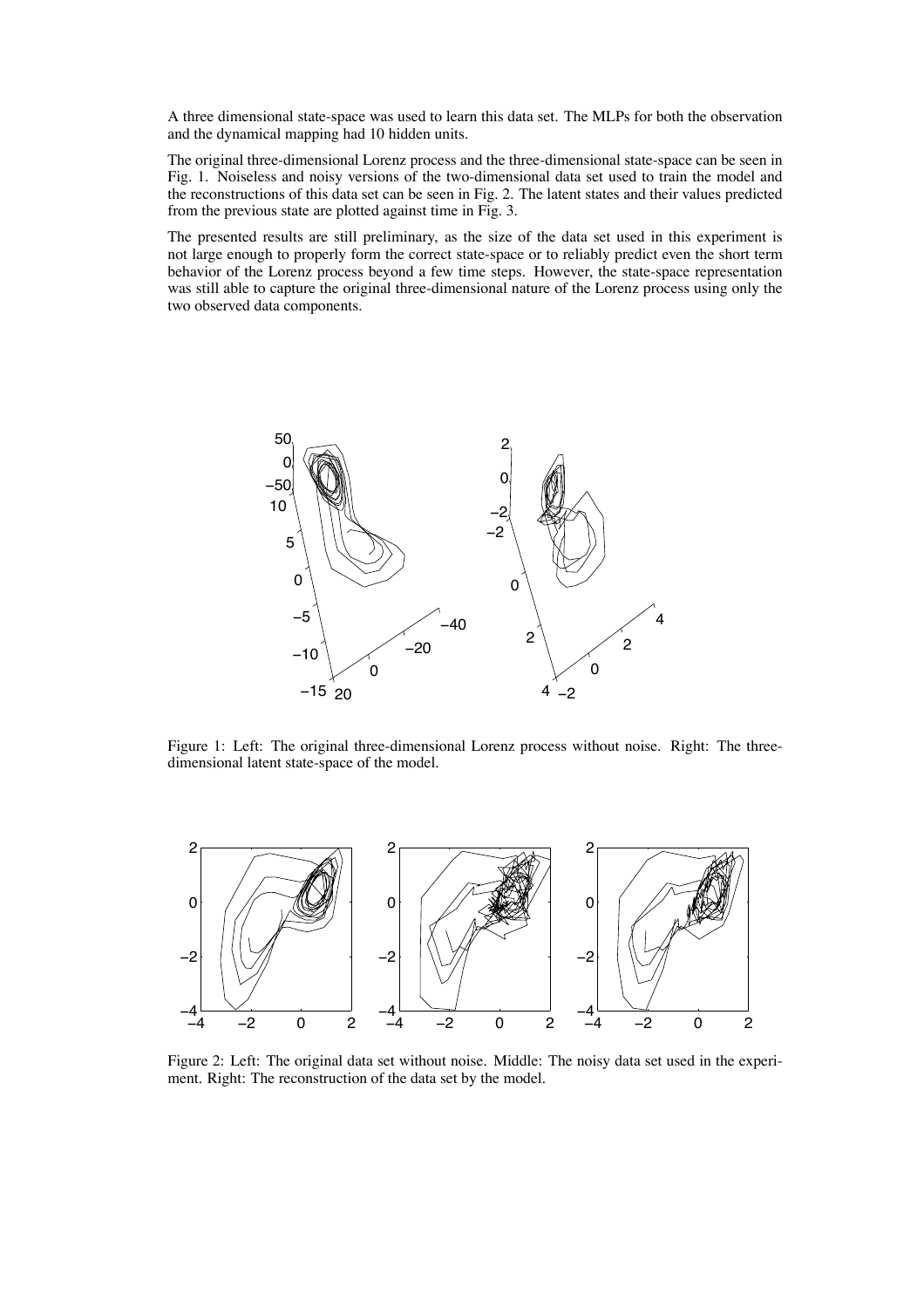A three dimensional state-space was used to learn this data set. The MLPs for both the observation and the dynamical mapping had 10 hidden units.

The original three-dimensional Lorenz process and the three-dimensional state-space can be seen in Fig. 1. Noiseless and noisy versions of the two-dimensional data set used to train the model and the reconstructions of this data set can be seen in Fig. 2. The latent states and their values predicted from the previous state are plotted against time in Fig. 3.

The presented results are still preliminary, as the size of the data set used in this experiment is not large enough to properly form the correct state-space or to reliably predict even the short term behavior of the Lorenz process beyond a few time steps. However, the state-space representation was still able to capture the original three-dimensional nature of the Lorenz process using only the two observed data components.

Figure 1: Left: The original three-dimensional Lorenz process without noise. Right: The three-dimensional latent state-space of the model.

Figure 2: Left: The original data set without noise. Middle: The noisy data set used in the experiment. Right: The reconstruction of the data set by the model.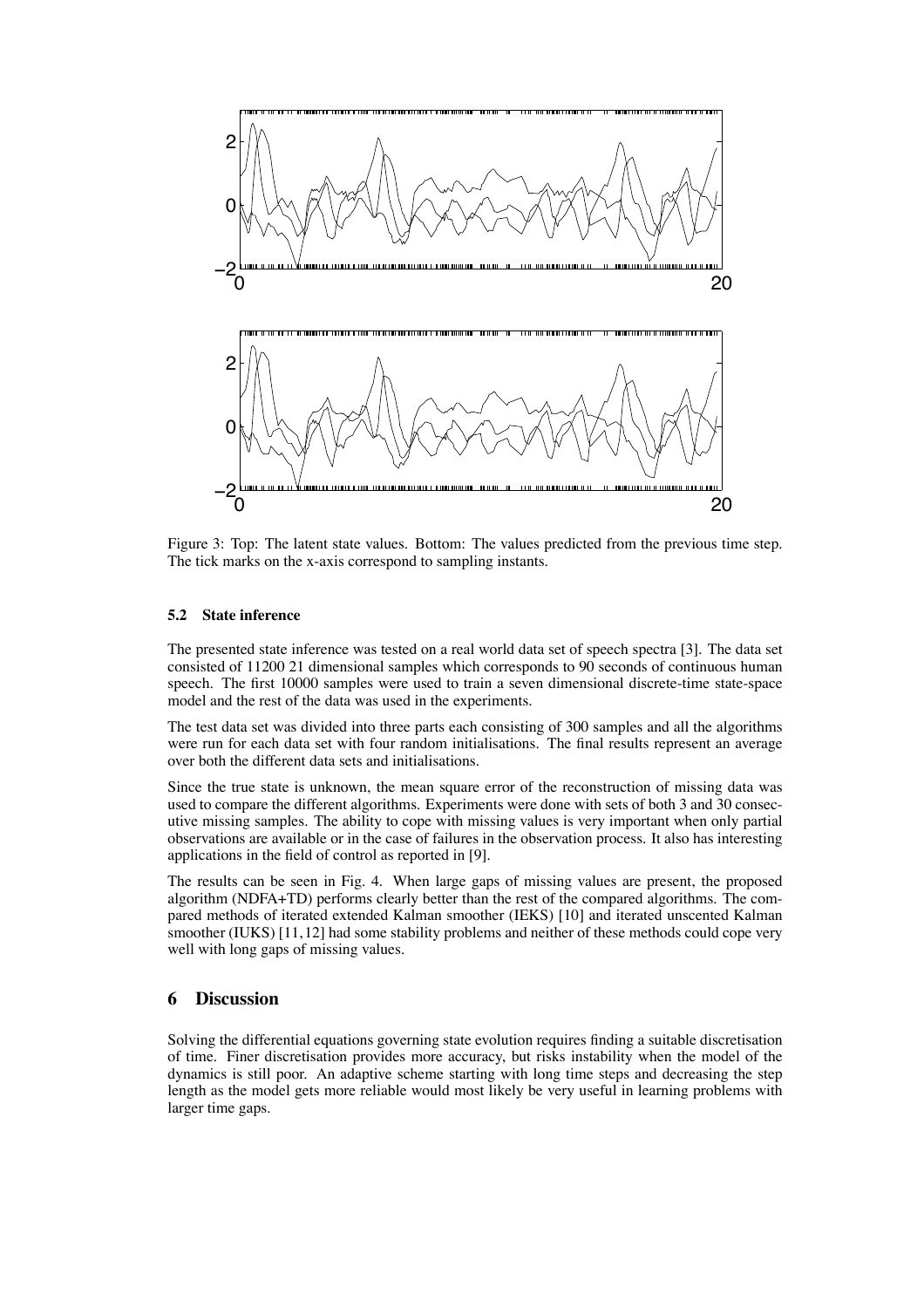Figure 3: Top: The latent state values. Bottom: The values predicted from the previous time step. The tick marks on the x-axis correspond to sampling instants.

### 5.2 State inference

The presented state inference was tested on a real world data set of speech spectra [3]. The data set consisted of 11200 21 dimensional samples which corresponds to 90 seconds of continuous human speech. The first 10000 samples were used to train a seven dimensional discrete-time state-space model and the rest of the data was used in the experiments.

The test data set was divided into three parts each consisting of 300 samples and all the algorithms were run for each data set with four random initialisations. The final results represent an average over both the different data sets and initialisations.

Since the true state is unknown, the mean square error of the reconstruction of missing data was used to compare the different algorithms. Experiments were done with sets of both 3 and 30 consecutive missing samples. The ability to cope with missing values is very important when only partial observations are available or in the case of failures in the observation process. It also has interesting applications in the field of control as reported in [9].

The results can be seen in Fig. 4. When large gaps of missing values are present, the proposed algorithm (NDFA+TD) performs clearly better than the rest of the compared algorithms. The compared methods of iterated extended Kalman smoother (IEKS) [10] and iterated unscented Kalman smoother (IUKS) [11,12] had some stability problems and neither of these methods could cope very well with long gaps of missing values.

## 6 Discussion

Solving the differential equations governing state evolution requires finding a suitable discretisation of time. Finer discretisation provides more accuracy, but risks instability when the model of the dynamics is still poor. An adaptive scheme starting with long time steps and decreasing the step length as the model gets more reliable would most likely be very useful in learning problems with larger time gaps.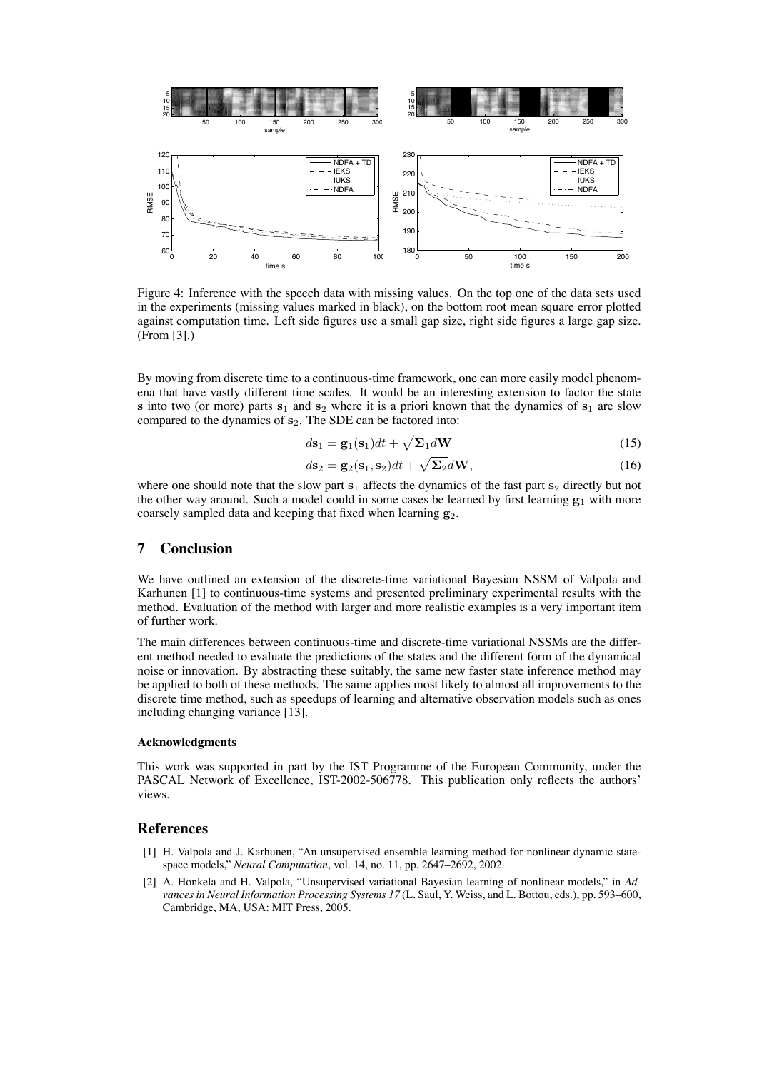Figure 4: Inference with the speech data with missing values. On the top one of the data sets used in the experiments (missing values marked in black), on the bottom root mean square error plotted against computation time. Left side figures use a small gap size, right side figures a large gap size. (From [3].)

By moving from discrete time to a continuous-time framework, one can more easily model phenomena that have vastly different time scales. It would be an interesting extension to factor the state $\mathbf{s}$ into two (or more) parts $\mathbf{s}_1$ and $\mathbf{s}_2$ where it is a priori known that the dynamics of $\mathbf{s}_1$ are slow compared to the dynamics of $\mathbf{s}_2$. The SDE can be factored into:

$$d\mathbf{s}_1 = \mathbf{g}_1(\mathbf{s}_1)dt + \sqrt{\mathbf{\Sigma}_1}d\mathbf{W} \tag{15}$$

$$d\mathbf{s}_2 = \mathbf{g}_2(\mathbf{s}_1, \mathbf{s}_2)dt + \sqrt{\mathbf{\Sigma}_2}d\mathbf{W}, \tag{16}$$

where one should note that the slow part $\mathbf{s}_1$ affects the dynamics of the fast part $\mathbf{s}_2$ directly but not the other way around. Such a model could in some cases be learned by first learning $\mathbf{g}_1$ with more coarsely sampled data and keeping that fixed when learning $\mathbf{g}_2$.

## 7 Conclusion

We have outlined an extension of the discrete-time variational Bayesian NSSM of Valpola and Karhunen [1] to continuous-time systems and presented preliminary experimental results with the method. Evaluation of the method with larger and more realistic examples is a very important item of further work.

The main differences between continuous-time and discrete-time variational NSSMs are the different method needed to evaluate the predictions of the states and the different form of the dynamical noise or innovation. By abstracting these suitably, the same new faster state inference method may be applied to both of these methods. The same applies most likely to almost all improvements to the discrete time method, such as speedups of learning and alternative observation models such as ones including changing variance [13].

#### Acknowledgments

This work was supported in part by the IST Programme of the European Community, under the PASCAL Network of Excellence, IST-2002-506778. This publication only reflects the authors' views.

## References

[1] H. Valpola and J. Karhunen, "An unsupervised ensemble learning method for nonlinear dynamic state-space models," *Neural Computation*, vol. 14, no. 11, pp. 2647–2692, 2002.

[2] A. Honkela and H. Valpola, "Unsupervised variational Bayesian learning of nonlinear models," in *Advances in Neural Information Processing Systems 17* (L. Saul, Y. Weiss, and L. Bottou, eds.), pp. 593–600, Cambridge, MA, USA: MIT Press, 2005.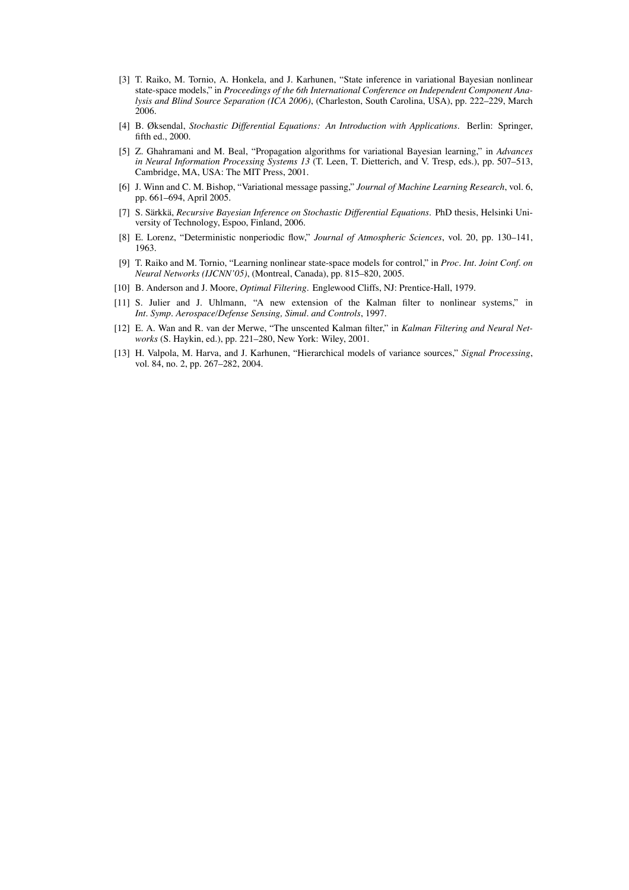[3] T. Raiko, M. Tornio, A. Honkela, and J. Karhunen, "State inference in variational Bayesian nonlinear state-space models," in *Proceedings of the 6th International Conference on Independent Component Analysis and Blind Source Separation (ICA 2006)*, (Charleston, South Carolina, USA), pp. 222–229, March 2006.

[4] B. Øksendal, *Stochastic Differential Equations: An Introduction with Applications*. Berlin: Springer, fifth ed., 2000.

[5] Z. Ghahramani and M. Beal, "Propagation algorithms for variational Bayesian learning," in *Advances in Neural Information Processing Systems 13* (T. Leen, T. Dietterich, and V. Tresp, eds.), pp. 507–513, Cambridge, MA, USA: The MIT Press, 2001.

[6] J. Winn and C. M. Bishop, "Variational message passing," *Journal of Machine Learning Research*, vol. 6, pp. 661–694, April 2005.

[7] S. Särkkä, *Recursive Bayesian Inference on Stochastic Differential Equations*. PhD thesis, Helsinki University of Technology, Espoo, Finland, 2006.

[8] E. Lorenz, "Deterministic nonperiodic flow," *Journal of Atmospheric Sciences*, vol. 20, pp. 130–141, 1963.

[9] T. Raiko and M. Tornio, "Learning nonlinear state-space models for control," in *Proc. Int. Joint Conf. on Neural Networks (IJCNN'05)*, (Montreal, Canada), pp. 815–820, 2005.

[10] B. Anderson and J. Moore, *Optimal Filtering*. Englewood Cliffs, NJ: Prentice-Hall, 1979.

[11] S. Julier and J. Uhlmann, "A new extension of the Kalman filter to nonlinear systems," in *Int. Symp. Aerospace/Defense Sensing, Simul. and Controls*, 1997.

[12] E. A. Wan and R. van der Merwe, "The unscented Kalman filter," in *Kalman Filtering and Neural Networks* (S. Haykin, ed.), pp. 221–280, New York: Wiley, 2001.

[13] H. Valpola, M. Harva, and J. Karhunen, "Hierarchical models of variance sources," *Signal Processing*, vol. 84, no. 2, pp. 267–282, 2004.